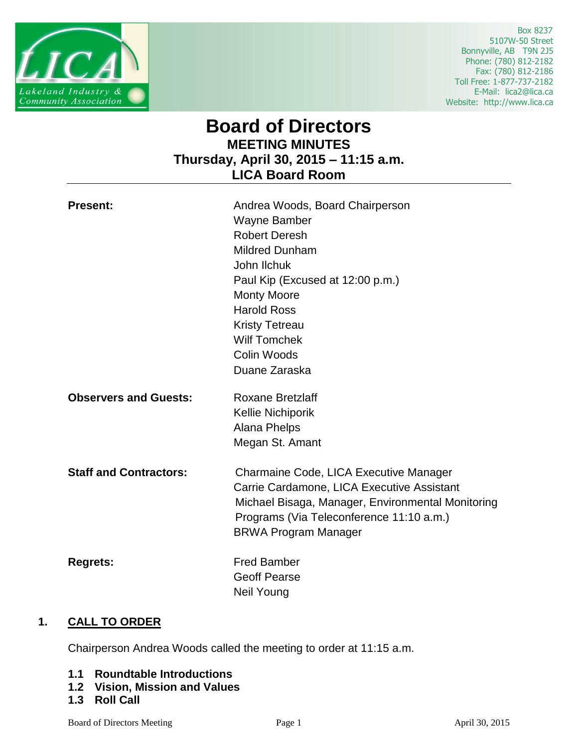Box 8237
5107W-50 Street
Bonnyville, AB T9N 2J5
Phone: (780) 812-2182
Fax: (780) 812-2186
Toll Free: 1-877-737-2182
E-Mail: lica2@lica.ca
Website: http://www.lica.ca

# Board of Directors

## MEETING MINUTES

## Thursday, April 30, 2015 – 11:15 a.m.

## LICA Board Room

| | |
|---|---|
| **Present:** | Andrea Woods, Board Chairperson<br>Wayne Bamber<br>Robert Deresh<br>Mildred Dunham<br>John Ilchuk<br>Paul Kip (Excused at 12:00 p.m.)<br>Monty Moore<br>Harold Ross<br>Kristy Tetreau<br>Wilf Tomchek<br>Colin Woods<br>Duane Zaraska |
| **Observers and Guests:** | Roxane Bretzlaff<br>Kellie Nichiporik<br>Alana Phelps<br>Megan St. Amant |
| **Staff and Contractors:** | Charmaine Code, LICA Executive Manager<br>Carrie Cardamone, LICA Executive Assistant<br>Michael Bisaga, Manager, Environmental Monitoring Programs (Via Teleconference 11:10 a.m.)<br>BRWA Program Manager |
| **Regrets:** | Fred Bamber<br>Geoff Pearse<br>Neil Young |

## 1. CALL TO ORDER

Chairperson Andrea Woods called the meeting to order at 11:15 a.m.

**1.1 Roundtable Introductions**

**1.2 Vision, Mission and Values**

**1.3 Roll Call**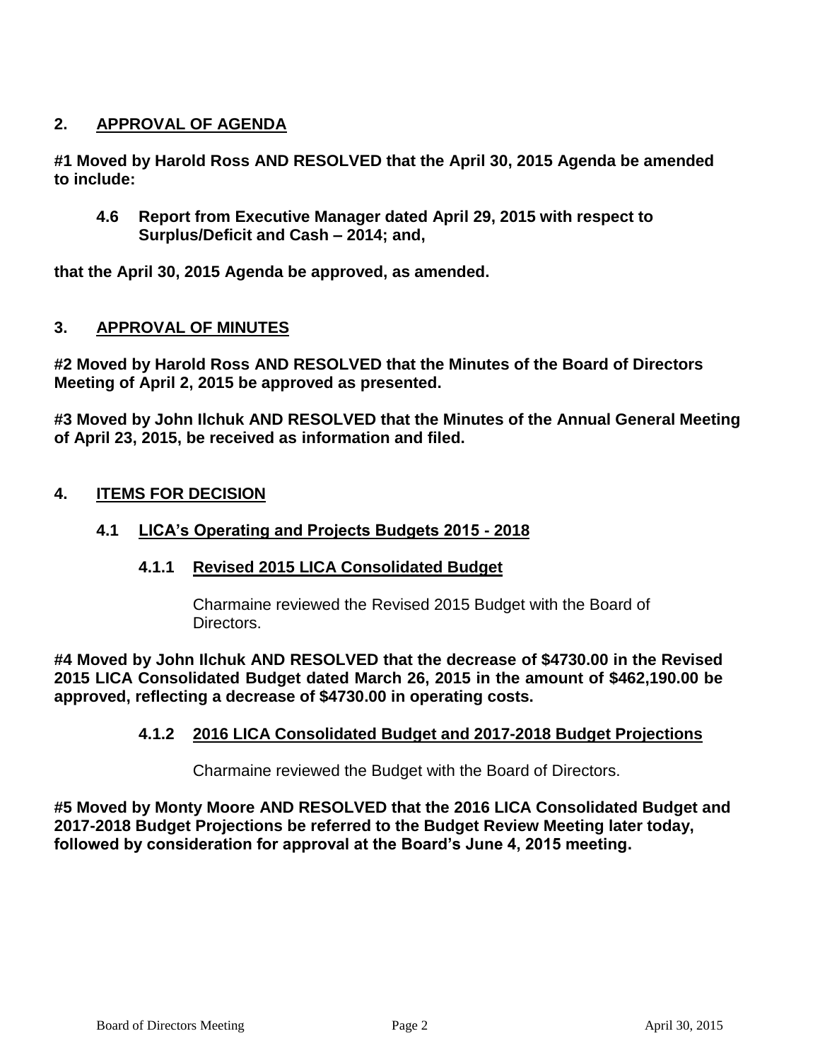## 2. APPROVAL OF AGENDA

**#1 Moved by Harold Ross AND RESOLVED that the April 30, 2015 Agenda be amended to include:**

> **4.6 Report from Executive Manager dated April 29, 2015 with respect to Surplus/Deficit and Cash – 2014; and,**

**that the April 30, 2015 Agenda be approved, as amended.**

## 3. APPROVAL OF MINUTES

**#2 Moved by Harold Ross AND RESOLVED that the Minutes of the Board of Directors Meeting of April 2, 2015 be approved as presented.**

**#3 Moved by John Ilchuk AND RESOLVED that the Minutes of the Annual General Meeting of April 23, 2015, be received as information and filed.**

## 4. ITEMS FOR DECISION

### 4.1 LICA's Operating and Projects Budgets 2015 - 2018

#### 4.1.1 Revised 2015 LICA Consolidated Budget

Charmaine reviewed the Revised 2015 Budget with the Board of Directors.

**#4 Moved by John Ilchuk AND RESOLVED that the decrease of $4730.00 in the Revised 2015 LICA Consolidated Budget dated March 26, 2015 in the amount of $462,190.00 be approved, reflecting a decrease of $4730.00 in operating costs.**

#### 4.1.2 2016 LICA Consolidated Budget and 2017-2018 Budget Projections

Charmaine reviewed the Budget with the Board of Directors.

**#5 Moved by Monty Moore AND RESOLVED that the 2016 LICA Consolidated Budget and 2017-2018 Budget Projections be referred to the Budget Review Meeting later today, followed by consideration for approval at the Board's June 4, 2015 meeting.**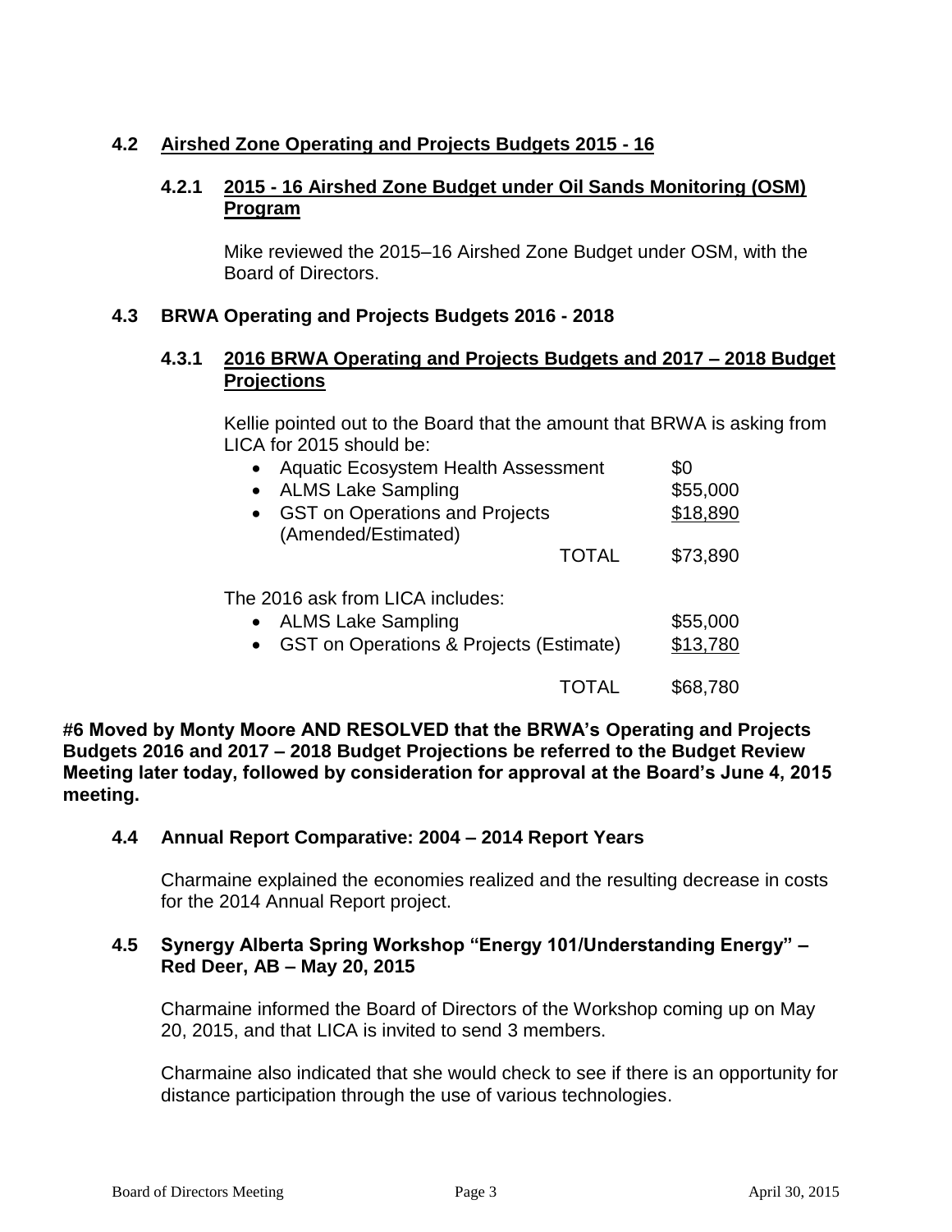### 4.2 Airshed Zone Operating and Projects Budgets 2015 - 16

#### 4.2.1 2015 - 16 Airshed Zone Budget under Oil Sands Monitoring (OSM) Program

Mike reviewed the 2015–16 Airshed Zone Budget under OSM, with the Board of Directors.

### 4.3 BRWA Operating and Projects Budgets 2016 - 2018

#### 4.3.1 2016 BRWA Operating and Projects Budgets and 2017 – 2018 Budget Projections

Kellie pointed out to the Board that the amount that BRWA is asking from LICA for 2015 should be:

| | |
|---|---|
| • Aquatic Ecosystem Health Assessment | $0 |
| • ALMS Lake Sampling | $55,000 |
| • GST on Operations and Projects (Amended/Estimated) | $18,890 |
| TOTAL | $73,890 |

The 2016 ask from LICA includes:

| | |
|---|---|
| • ALMS Lake Sampling | $55,000 |
| • GST on Operations & Projects (Estimate) | $13,780 |
| TOTAL | $68,780 |

**#6 Moved by Monty Moore AND RESOLVED that the BRWA's Operating and Projects Budgets 2016 and 2017 – 2018 Budget Projections be referred to the Budget Review Meeting later today, followed by consideration for approval at the Board's June 4, 2015 meeting.**

### 4.4 Annual Report Comparative: 2004 – 2014 Report Years

Charmaine explained the economies realized and the resulting decrease in costs for the 2014 Annual Report project.

### 4.5 Synergy Alberta Spring Workshop "Energy 101/Understanding Energy" – Red Deer, AB – May 20, 2015

Charmaine informed the Board of Directors of the Workshop coming up on May 20, 2015, and that LICA is invited to send 3 members.

Charmaine also indicated that she would check to see if there is an opportunity for distance participation through the use of various technologies.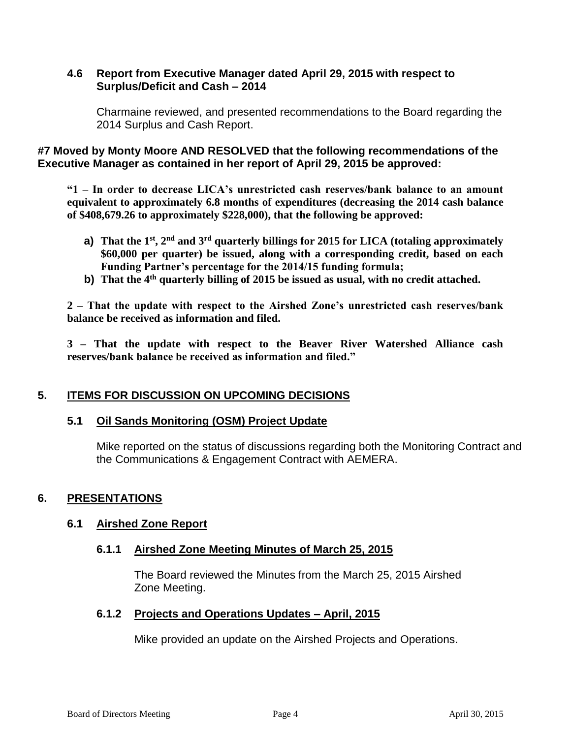### 4.6 Report from Executive Manager dated April 29, 2015 with respect to Surplus/Deficit and Cash – 2014

Charmaine reviewed, and presented recommendations to the Board regarding the 2014 Surplus and Cash Report.

**#7 Moved by Monty Moore AND RESOLVED that the following recommendations of the Executive Manager as contained in her report of April 29, 2015 be approved:**

**"1 – In order to decrease LICA's unrestricted cash reserves/bank balance to an amount equivalent to approximately 6.8 months of expenditures (decreasing the 2014 cash balance of $408,679.26 to approximately $228,000), that the following be approved:**

- **a) That the 1st, 2nd and 3rd quarterly billings for 2015 for LICA (totaling approximately $60,000 per quarter) be issued, along with a corresponding credit, based on each Funding Partner's percentage for the 2014/15 funding formula;**
- **b) That the 4th quarterly billing of 2015 be issued as usual, with no credit attached.**

**2 – That the update with respect to the Airshed Zone's unrestricted cash reserves/bank balance be received as information and filed.**

**3 – That the update with respect to the Beaver River Watershed Alliance cash reserves/bank balance be received as information and filed."**

## 5. ITEMS FOR DISCUSSION ON UPCOMING DECISIONS

### 5.1 Oil Sands Monitoring (OSM) Project Update

Mike reported on the status of discussions regarding both the Monitoring Contract and the Communications & Engagement Contract with AEMERA.

## 6. PRESENTATIONS

### 6.1 Airshed Zone Report

#### 6.1.1 Airshed Zone Meeting Minutes of March 25, 2015

The Board reviewed the Minutes from the March 25, 2015 Airshed Zone Meeting.

#### 6.1.2 Projects and Operations Updates – April, 2015

Mike provided an update on the Airshed Projects and Operations.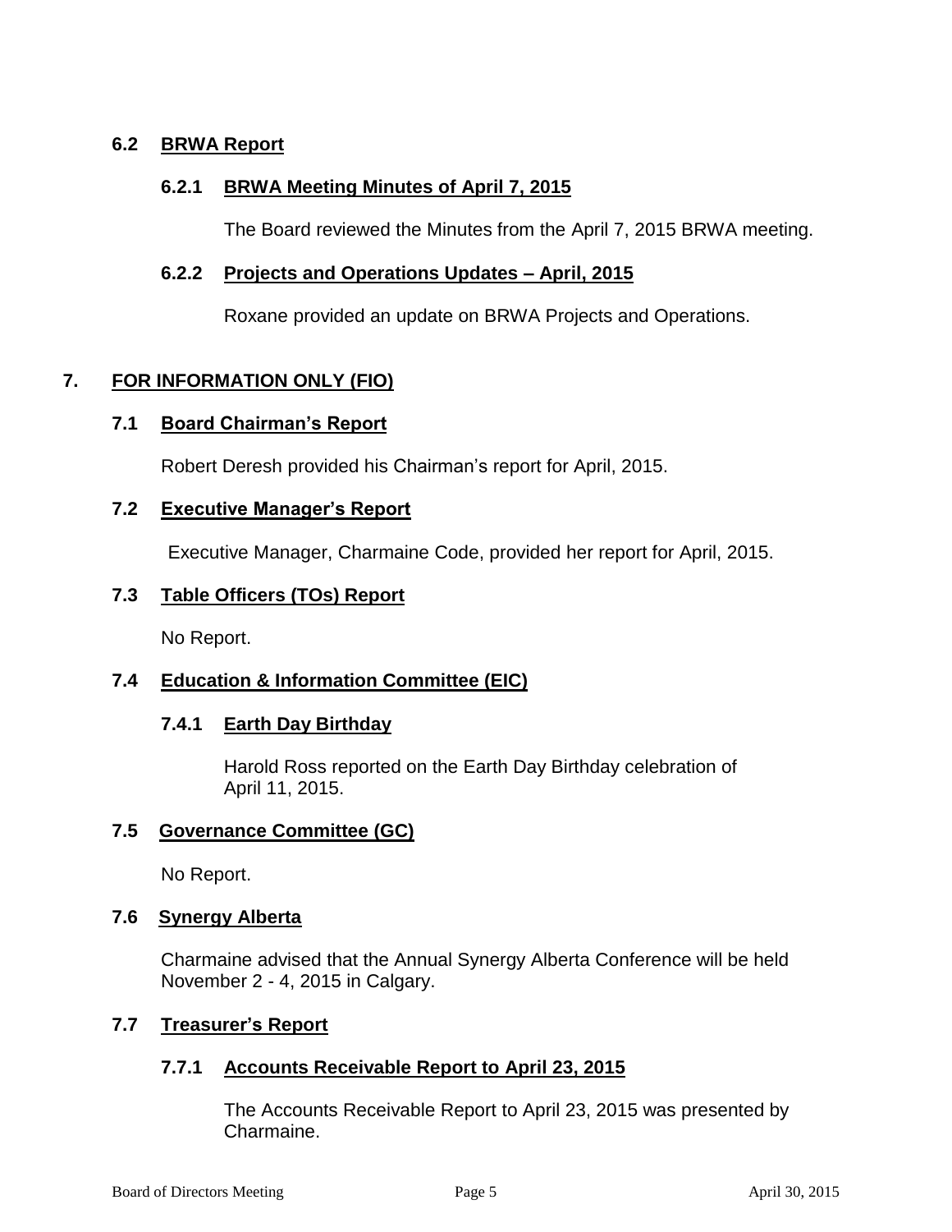### 6.2 BRWA Report

#### 6.2.1 BRWA Meeting Minutes of April 7, 2015

The Board reviewed the Minutes from the April 7, 2015 BRWA meeting.

#### 6.2.2 Projects and Operations Updates – April, 2015

Roxane provided an update on BRWA Projects and Operations.

## 7. FOR INFORMATION ONLY (FIO)

### 7.1 Board Chairman's Report

Robert Deresh provided his Chairman's report for April, 2015.

### 7.2 Executive Manager's Report

Executive Manager, Charmaine Code, provided her report for April, 2015.

### 7.3 Table Officers (TOs) Report

No Report.

### 7.4 Education & Information Committee (EIC)

#### 7.4.1 Earth Day Birthday

Harold Ross reported on the Earth Day Birthday celebration of April 11, 2015.

### 7.5 Governance Committee (GC)

No Report.

### 7.6 Synergy Alberta

Charmaine advised that the Annual Synergy Alberta Conference will be held November 2 - 4, 2015 in Calgary.

### 7.7 Treasurer's Report

#### 7.7.1 Accounts Receivable Report to April 23, 2015

The Accounts Receivable Report to April 23, 2015 was presented by Charmaine.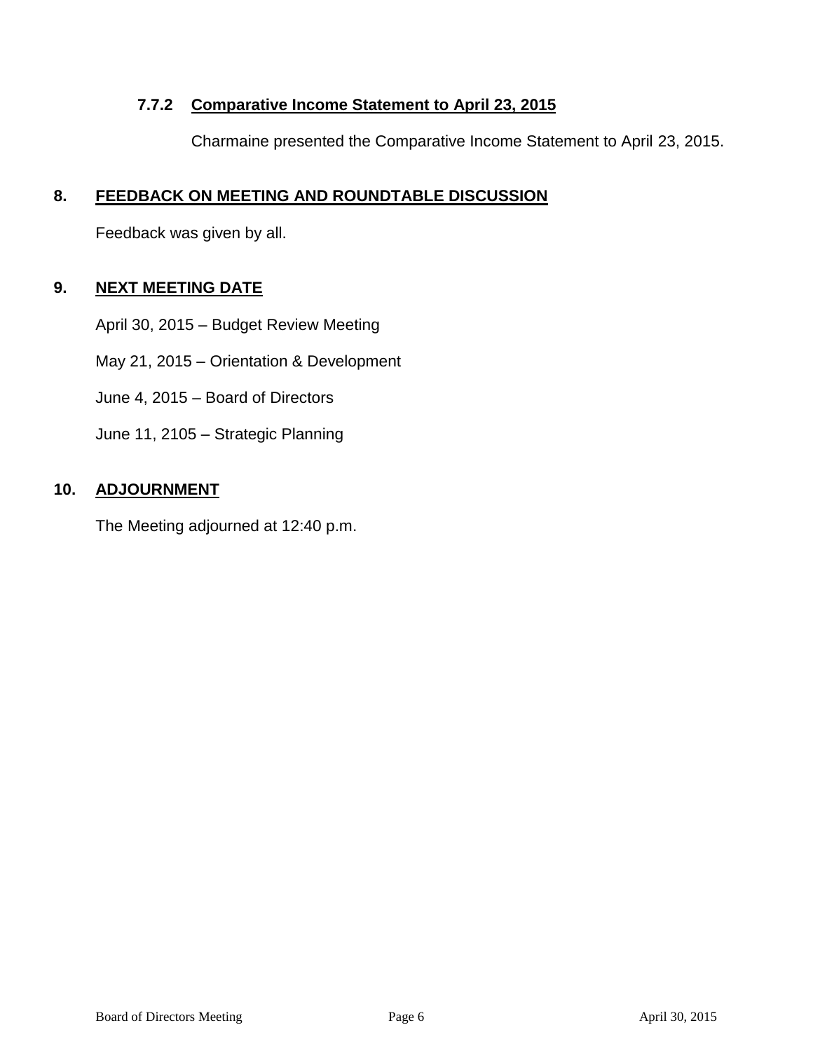### 7.7.2 Comparative Income Statement to April 23, 2015

Charmaine presented the Comparative Income Statement to April 23, 2015.

## 8. FEEDBACK ON MEETING AND ROUNDTABLE DISCUSSION

Feedback was given by all.

## 9. NEXT MEETING DATE

April 30, 2015 – Budget Review Meeting

May 21, 2015 – Orientation & Development

June 4, 2015 – Board of Directors

June 11, 2105 – Strategic Planning

## 10. ADJOURNMENT

The Meeting adjourned at 12:40 p.m.